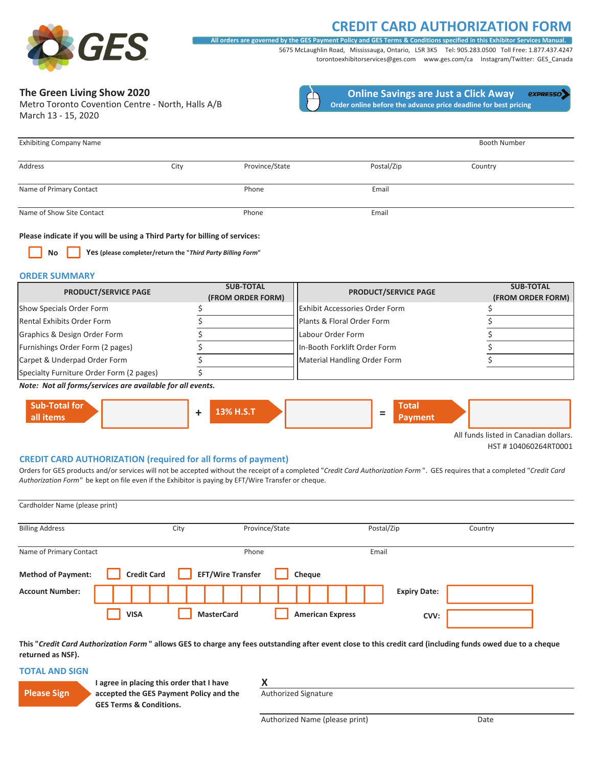# CREDIT CARD AUTHORIZATION FORM

All orders are governed by the GES Payment Policy and GES Terms & Conditions specified in this Exhibitor Services Manual.

5675 McLaughlin Road, Mississauga, Ontario, L5R 3K5 Tel: 905.283.0500 Toll Free: 1.877.437.4247
torontoexhibitorservices@ges.com www.ges.com/ca Instagram/Twitter: GES_Canada

**The Green Living Show 2020**
Metro Toronto Covention Centre - North, Halls A/B
March 13 - 15, 2020

**Online Savings are Just a Click Away** EXPRESSO
**Order online before the advance price deadline for best pricing**

Exhibiting Company Name | Booth Number

Address | City | Province/State | Postal/Zip | Country

Name of Primary Contact | Phone | Email

Name of Show Site Contact | Phone | Email

**Please indicate if you will be using a Third Party for billing of services:**

☐ **No** ☐ **Yes** (please completer/return the "*Third Party Billing Form*"

## ORDER SUMMARY

| PRODUCT/SERVICE PAGE | SUB-TOTAL (FROM ORDER FORM) | PRODUCT/SERVICE PAGE | SUB-TOTAL (FROM ORDER FORM) |
|---|---|---|---|
| Show Specials Order Form | $ | Exhibit Accessories Order Form | $ |
| Rental Exhibits Order Form | $ | Plants & Floral Order Form | $ |
| Graphics & Design Order Form | $ | Labour Order Form | $ |
| Furnishings Order Form (2 pages) | $ | In-Booth Forklift Order Form | $ |
| Carpet & Underpad Order Form | $ | Material Handling Order Form | $ |
| Specialty Furniture Order Form (2 pages) | $ | | |

***Note: Not all forms/services are available for all events.***

**Sub-Total for all items** [ ] + **13% H.S.T** [ ] = **Total Payment** [ ]

All funds listed in Canadian dollars.
HST # 104060264RT0001

## CREDIT CARD AUTHORIZATION (required for all forms of payment)

Orders for GES products and/or services will not be accepted without the receipt of a completed "*Credit Card Authorization Form*". GES requires that a completed "*Credit Card Authorization Form*" be kept on file even if the Exhibitor is paying by EFT/Wire Transfer or cheque.

Cardholder Name (please print)

Billing Address | City | Province/State | Postal/Zip | Country

Name of Primary Contact | Phone | Email

**Method of Payment:** ☐ **Credit Card** ☐ **EFT/Wire Transfer** ☐ **Cheque**

**Account Number:** [ ] **Expiry Date:** [ ]

☐ **VISA** ☐ **MasterCard** ☐ **American Express** **CVV:** [ ]

**This "*Credit Card Authorization Form*" allows GES to charge any fees outstanding after event close to this credit card (including funds owed due to a cheque returned as NSF).**

## TOTAL AND SIGN

**Please Sign** **I agree in placing this order that I have accepted the GES Payment Policy and the GES Terms & Conditions.**

**X**
Authorized Signature

Authorized Name (please print) | Date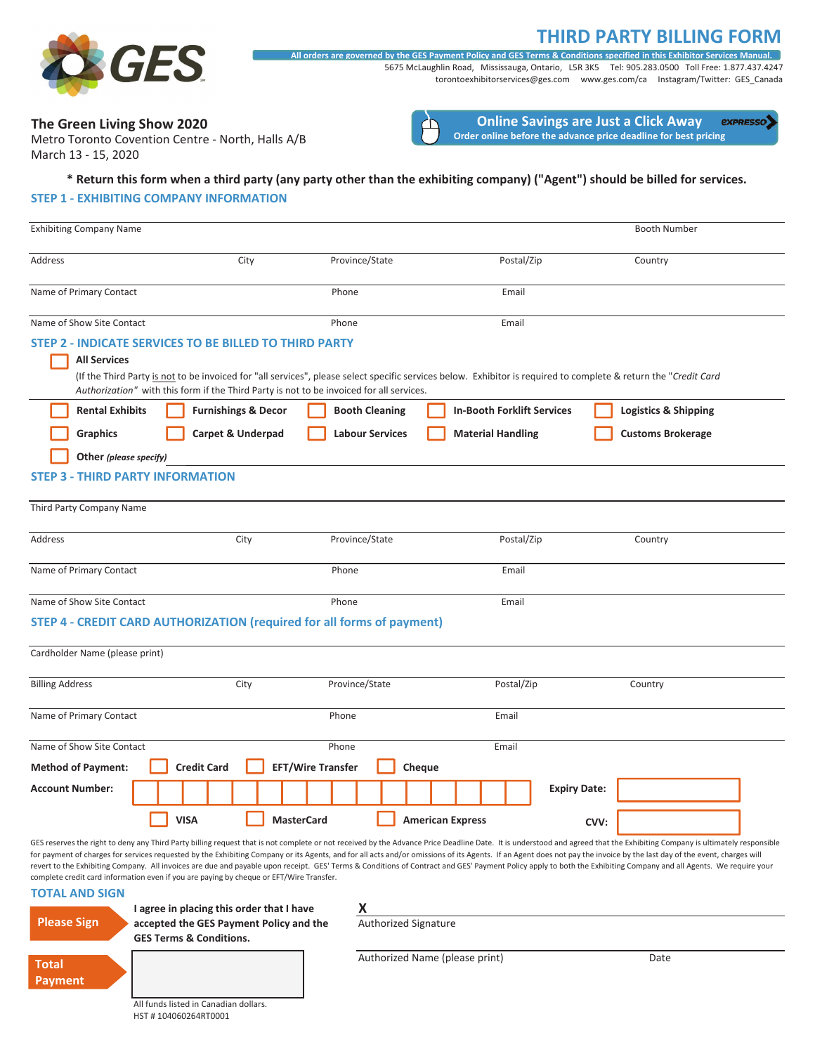GES

# THIRD PARTY BILLING FORM

All orders are governed by the GES Payment Policy and GES Terms & Conditions specified in this Exhibitor Services Manual.

5675 McLaughlin Road, Mississauga, Ontario, L5R 3K5 Tel: 905.283.0500 Toll Free: 1.877.437.4247
torontoexhibitorservices@ges.com www.ges.com/ca Instagram/Twitter: GES_Canada

**The Green Living Show 2020**
Metro Toronto Covention Centre - North, Halls A/B
March 13 - 15, 2020

**Online Savings are Just a Click Away** EXPRESSO
**Order online before the advance price deadline for best pricing**

**\* Return this form when a third party (any party other than the exhibiting company) ("Agent") should be billed for services.**

## STEP 1 - EXHIBITING COMPANY INFORMATION

Exhibiting Company Name | Booth Number

Address | City | Province/State | Postal/Zip | Country

Name of Primary Contact | Phone | Email

Name of Show Site Contact | Phone | Email

## STEP 2 - INDICATE SERVICES TO BE BILLED TO THIRD PARTY

☐ **All Services**

(If the Third Party is not to be invoiced for "all services", please select specific services below. Exhibitor is required to complete & return the "*Credit Card Authorization*" with this form if the Third Party is not to be invoiced for all services.

☐ **Rental Exhibits** ☐ **Furnishings & Decor** ☐ **Booth Cleaning** ☐ **In-Booth Forklift Services** ☐ **Logistics & Shipping**

☐ **Graphics** ☐ **Carpet & Underpad** ☐ **Labour Services** ☐ **Material Handling** ☐ **Customs Brokerage**

☐ **Other** *(please specify)*

## STEP 3 - THIRD PARTY INFORMATION

Third Party Company Name

Address | City | Province/State | Postal/Zip | Country

Name of Primary Contact | Phone | Email

Name of Show Site Contact | Phone | Email

## STEP 4 - CREDIT CARD AUTHORIZATION (required for all forms of payment)

Cardholder Name (please print)

Billing Address | City | Province/State | Postal/Zip | Country

Name of Primary Contact | Phone | Email

Name of Show Site Contact | Phone | Email

**Method of Payment:** ☐ **Credit Card** ☐ **EFT/Wire Transfer** ☐ **Cheque**

**Account Number:** | | | | | | | | | | | | | | | | **Expiry Date:**

☐ **VISA** ☐ **MasterCard** ☐ **American Express** **CVV:**

GES reserves the right to deny any Third Party billing request that is not complete or not received by the Advance Price Deadline Date. It is understood and agreed that the Exhibiting Company is ultimately responsible for payment of charges for services requested by the Exhibiting Company or its Agents, and for all acts and/or omissions of its Agents. If an Agent does not pay the invoice by the last day of the event, charges will revert to the Exhibiting Company. All invoices are due and payable upon receipt. GES' Terms & Conditions of Contract and GES' Payment Policy apply to both the Exhibiting Company and all Agents. We require your complete credit card information even if you are paying by cheque or EFT/Wire Transfer.

## TOTAL AND SIGN

**Please Sign** — **I agree in placing this order that I have accepted the GES Payment Policy and the GES Terms & Conditions.**

**X**
Authorized Signature

Authorized Name (please print) | Date

**Total Payment**

All funds listed in Canadian dollars.
HST # 104060264RT0001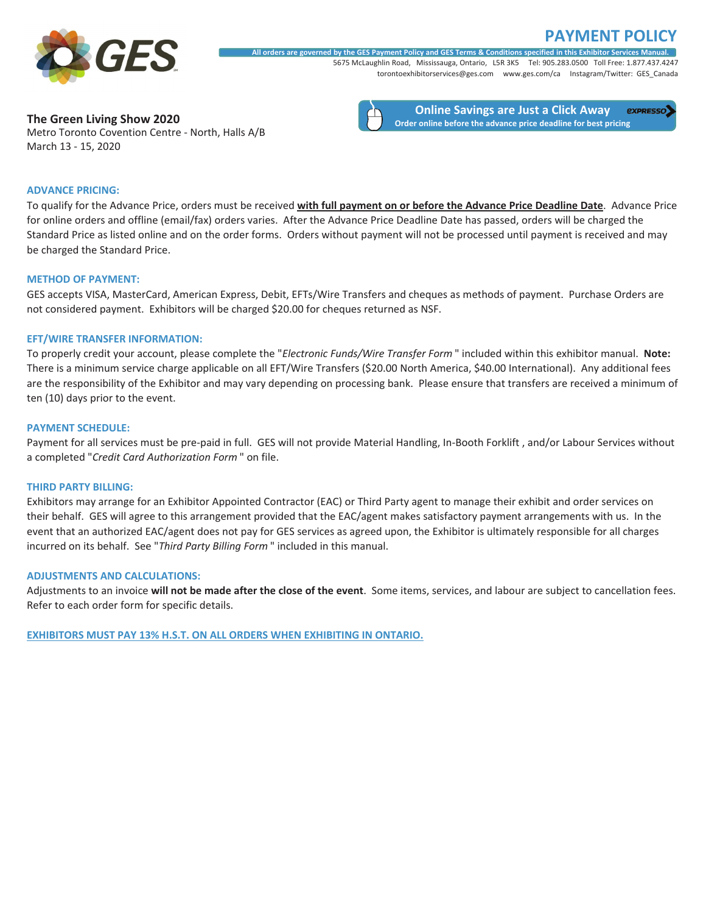# PAYMENT POLICY

**All orders are governed by the GES Payment Policy and GES Terms & Conditions specified in this Exhibitor Services Manual.**

5675 McLaughlin Road, Mississauga, Ontario, L5R 3K5 Tel: 905.283.0500 Toll Free: 1.877.437.4247
torontoexhibitorservices@ges.com www.ges.com/ca Instagram/Twitter: GES_Canada

**The Green Living Show 2020**
Metro Toronto Covention Centre - North, Halls A/B
March 13 - 15, 2020

**Online Savings are Just a Click Away**
**Order online before the advance price deadline for best pricing**

### ADVANCE PRICING:

To qualify for the Advance Price, orders must be received **with full payment on or before the Advance Price Deadline Date**. Advance Price for online orders and offline (email/fax) orders varies. After the Advance Price Deadline Date has passed, orders will be charged the Standard Price as listed online and on the order forms. Orders without payment will not be processed until payment is received and may be charged the Standard Price.

### METHOD OF PAYMENT:

GES accepts VISA, MasterCard, American Express, Debit, EFTs/Wire Transfers and cheques as methods of payment. Purchase Orders are not considered payment. Exhibitors will be charged $20.00 for cheques returned as NSF.

### EFT/WIRE TRANSFER INFORMATION:

To properly credit your account, please complete the "*Electronic Funds/Wire Transfer Form* " included within this exhibitor manual. **Note:** There is a minimum service charge applicable on all EFT/Wire Transfers ($20.00 North America, $40.00 International). Any additional fees are the responsibility of the Exhibitor and may vary depending on processing bank. Please ensure that transfers are received a minimum of ten (10) days prior to the event.

### PAYMENT SCHEDULE:

Payment for all services must be pre-paid in full. GES will not provide Material Handling, In-Booth Forklift , and/or Labour Services without a completed "*Credit Card Authorization Form* " on file.

### THIRD PARTY BILLING:

Exhibitors may arrange for an Exhibitor Appointed Contractor (EAC) or Third Party agent to manage their exhibit and order services on their behalf. GES will agree to this arrangement provided that the EAC/agent makes satisfactory payment arrangements with us. In the event that an authorized EAC/agent does not pay for GES services as agreed upon, the Exhibitor is ultimately responsible for all charges incurred on its behalf. See "*Third Party Billing Form* " included in this manual.

### ADJUSTMENTS AND CALCULATIONS:

Adjustments to an invoice **will not be made after the close of the event**. Some items, services, and labour are subject to cancellation fees. Refer to each order form for specific details.

**EXHIBITORS MUST PAY 13% H.S.T. ON ALL ORDERS WHEN EXHIBITING IN ONTARIO.**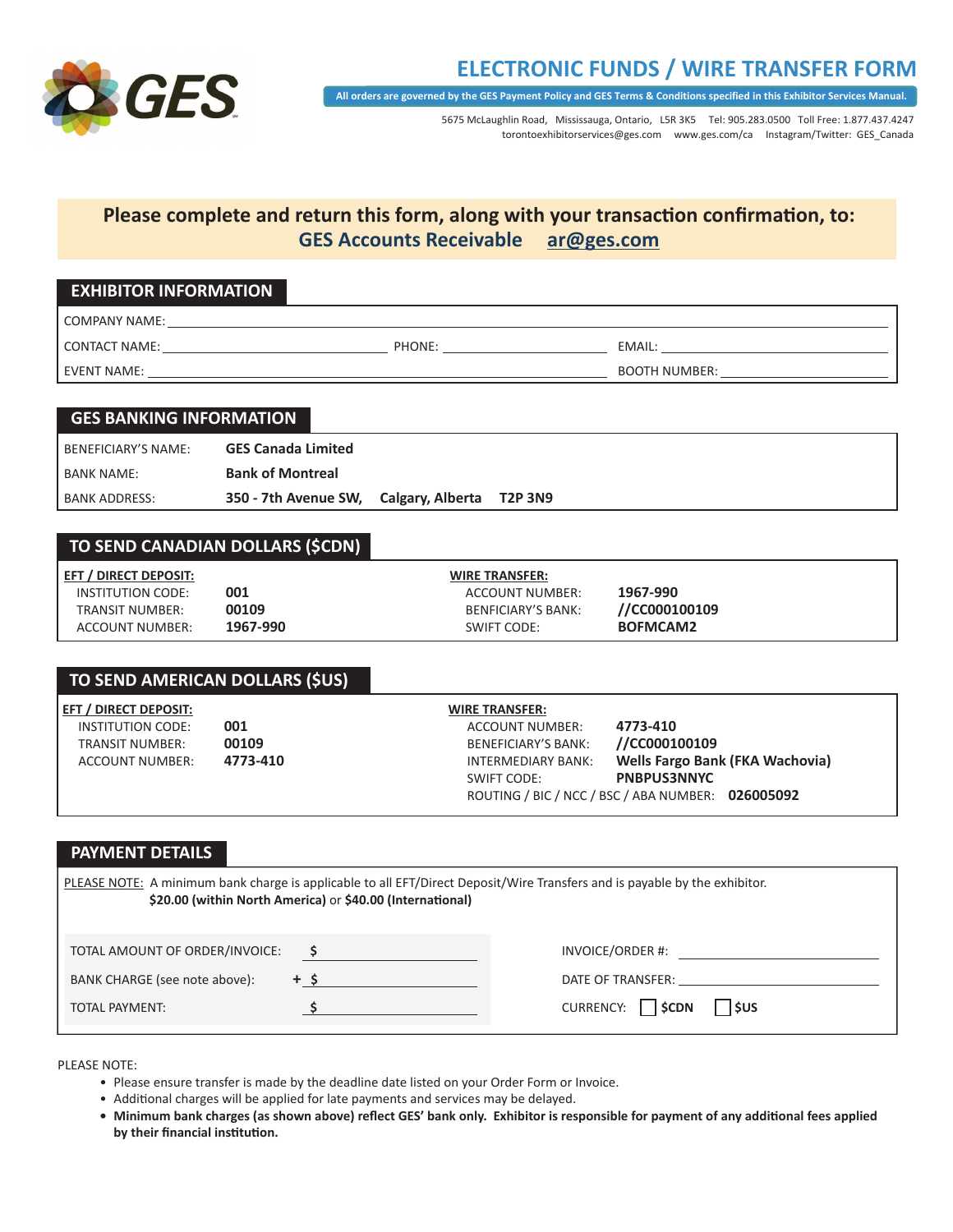# ELECTRONIC FUNDS / WIRE TRANSFER FORM

All orders are governed by the GES Payment Policy and GES Terms & Conditions specified in this Exhibitor Services Manual.

5675 McLaughlin Road, Mississauga, Ontario, L5R 3K5 Tel: 905.283.0500 Toll Free: 1.877.437.4247
torontoexhibitorservices@ges.com www.ges.com/ca Instagram/Twitter: GES_Canada

**Please complete and return this form, along with your transaction confirmation, to:**
**GES Accounts Receivable ar@ges.com**

## EXHIBITOR INFORMATION

COMPANY NAME: ______________________________

CONTACT NAME: ______________ PHONE: ______________ EMAIL: ______________

EVENT NAME: ______________________________ BOOTH NUMBER: ______________

## GES BANKING INFORMATION

| | |
|---|---|
| BENEFICIARY'S NAME: | **GES Canada Limited** |
| BANK NAME: | **Bank of Montreal** |
| BANK ADDRESS: | **350 - 7th Avenue SW, Calgary, Alberta T2P 3N9** |

## TO SEND CANADIAN DOLLARS ($CDN)

**EFT / DIRECT DEPOSIT:**

| | |
|---|---|
| INSTITUTION CODE: | **001** |
| TRANSIT NUMBER: | **00109** |
| ACCOUNT NUMBER: | **1967-990** |

**WIRE TRANSFER:**

| | |
|---|---|
| ACCOUNT NUMBER: | **1967-990** |
| BENFICIARY'S BANK: | **//CC000100109** |
| SWIFT CODE: | **BOFMCAM2** |

## TO SEND AMERICAN DOLLARS ($US)

**EFT / DIRECT DEPOSIT:**

| | |
|---|---|
| INSTITUTION CODE: | **001** |
| TRANSIT NUMBER: | **00109** |
| ACCOUNT NUMBER: | **4773-410** |

**WIRE TRANSFER:**

| | |
|---|---|
| ACCOUNT NUMBER: | **4773-410** |
| BENEFICIARY'S BANK: | **//CC000100109** |
| INTERMEDIARY BANK: | **Wells Fargo Bank (FKA Wachovia)** |
| SWIFT CODE: | **PNBPUS3NNYC** |
| ROUTING / BIC / NCC / BSC / ABA NUMBER: | **026005092** |

## PAYMENT DETAILS

PLEASE NOTE: A minimum bank charge is applicable to all EFT/Direct Deposit/Wire Transfers and is payable by the exhibitor. **$20.00 (within North America)** or **$40.00 (International)**

TOTAL AMOUNT OF ORDER/INVOICE: $ ______________

BANK CHARGE (see note above): + $ ______________

TOTAL PAYMENT: $ ______________

INVOICE/ORDER #: ______________

DATE OF TRANSFER: ______________

CURRENCY: ☐ **$CDN** ☐ **$US**

PLEASE NOTE:

- Please ensure transfer is made by the deadline date listed on your Order Form or Invoice.
- Additional charges will be applied for late payments and services may be delayed.
- **Minimum bank charges (as shown above) reflect GES' bank only. Exhibitor is responsible for payment of any additional fees applied by their financial institution.**